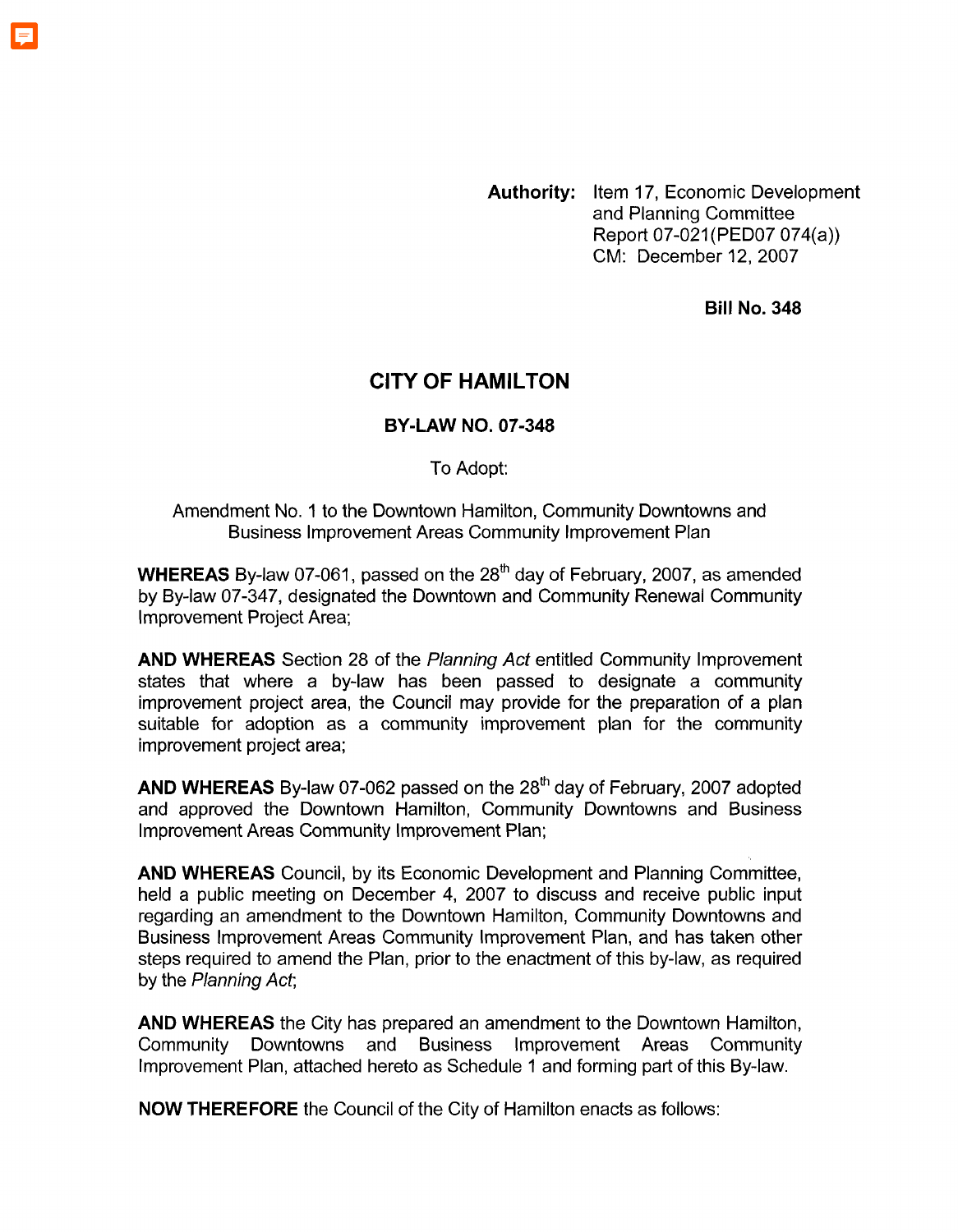**Authority:** Item 17, Economic Development and Planning Committee Report 07-021(PED07 074(a)) CM: December 12, 2007

**Bill No. 348**

# CITY OF HAMILTON

## BY-LAW NO. 07-348

To Adopt:

Amendment No. 1 to the Downtown Hamilton, Community Downtowns and Business Improvement Areas Community Improvement Plan

**WHEREAS** By-law 07-061, passed on the 28th day of February, 2007, as amended by By-law 07-347, designated the Downtown and Community Renewal Community Improvement Project Area;

**AND WHEREAS** Section 28 of the *Planning Act* entitled Community Improvement states that where a by-law has been passed to designate a community improvement project area, the Council may provide for the preparation of a plan suitable for adoption as a community improvement plan for the community improvement project area;

**AND WHEREAS** By-law 07-062 passed on the 28th day of February, 2007 adopted and approved the Downtown Hamilton, Community Downtowns and Business Improvement Areas Community Improvement Plan;

**AND WHEREAS** Council, by its Economic Development and Planning Committee, held a public meeting on December 4, 2007 to discuss and receive public input regarding an amendment to the Downtown Hamilton, Community Downtowns and Business Improvement Areas Community Improvement Plan, and has taken other steps required to amend the Plan, prior to the enactment of this by-law, as required by the *Planning Act*;

**AND WHEREAS** the City has prepared an amendment to the Downtown Hamilton, Community Downtowns and Business Improvement Areas Community Improvement Plan, attached hereto as Schedule 1 and forming part of this By-law.

**NOW THEREFORE** the Council of the City of Hamilton enacts as follows: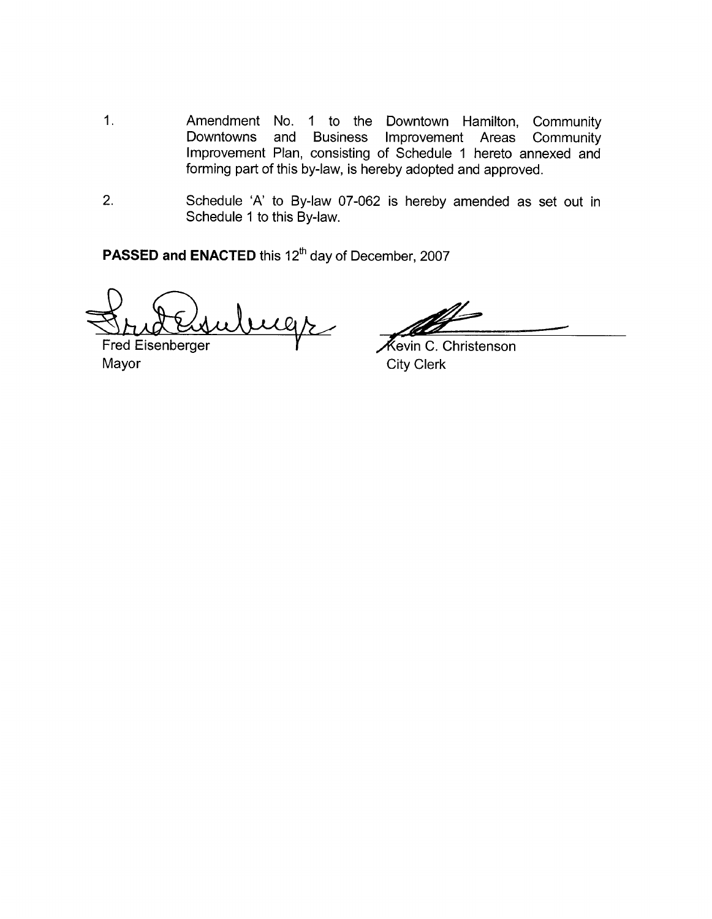1. Amendment No. 1 to the Downtown Hamilton, Community Downtowns and Business Improvement Areas Community Improvement Plan, consisting of Schedule 1 hereto annexed and forming part of this by-law, is hereby adopted and approved.

2. Schedule 'A' to By-law 07-062 is hereby amended as set out in Schedule 1 to this By-law.

**PASSED and ENACTED** this 12th day of December, 2007

Fred Eisenberger
Mayor

Kevin C. Christenson
City Clerk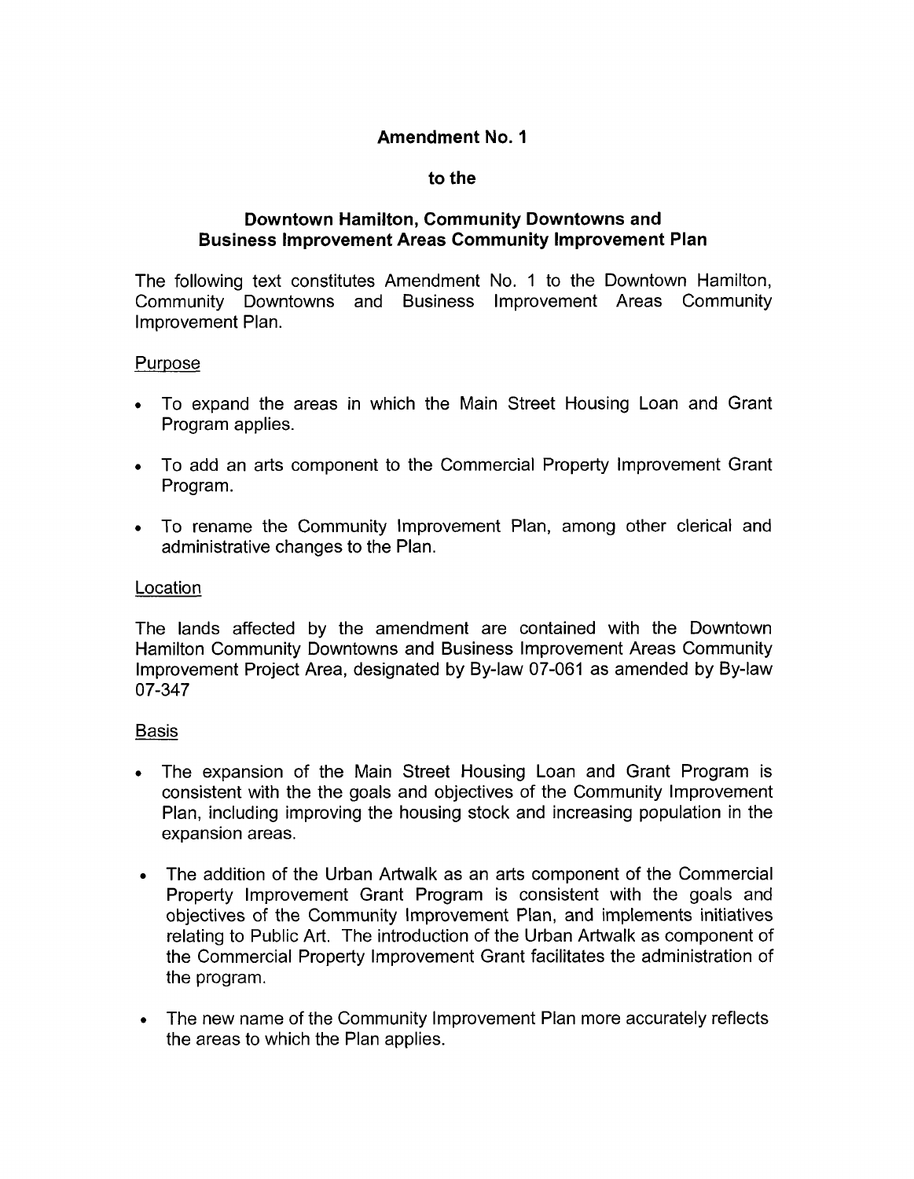# Amendment No. 1

## to the

## Downtown Hamilton, Community Downtowns and Business Improvement Areas Community Improvement Plan

The following text constitutes Amendment No. 1 to the Downtown Hamilton, Community Downtowns and Business Improvement Areas Community Improvement Plan.

### Purpose

- To expand the areas in which the Main Street Housing Loan and Grant Program applies.
- To add an arts component to the Commercial Property Improvement Grant Program.
- To rename the Community Improvement Plan, among other clerical and administrative changes to the Plan.

### Location

The lands affected by the amendment are contained with the Downtown Hamilton Community Downtowns and Business Improvement Areas Community Improvement Project Area, designated by By-law 07-061 as amended by By-law 07-347

### Basis

- The expansion of the Main Street Housing Loan and Grant Program is consistent with the the goals and objectives of the Community Improvement Plan, including improving the housing stock and increasing population in the expansion areas.
- The addition of the Urban Artwalk as an arts component of the Commercial Property Improvement Grant Program is consistent with the goals and objectives of the Community Improvement Plan, and implements initiatives relating to Public Art. The introduction of the Urban Artwalk as component of the Commercial Property Improvement Grant facilitates the administration of the program.
- The new name of the Community Improvement Plan more accurately reflects the areas to which the Plan applies.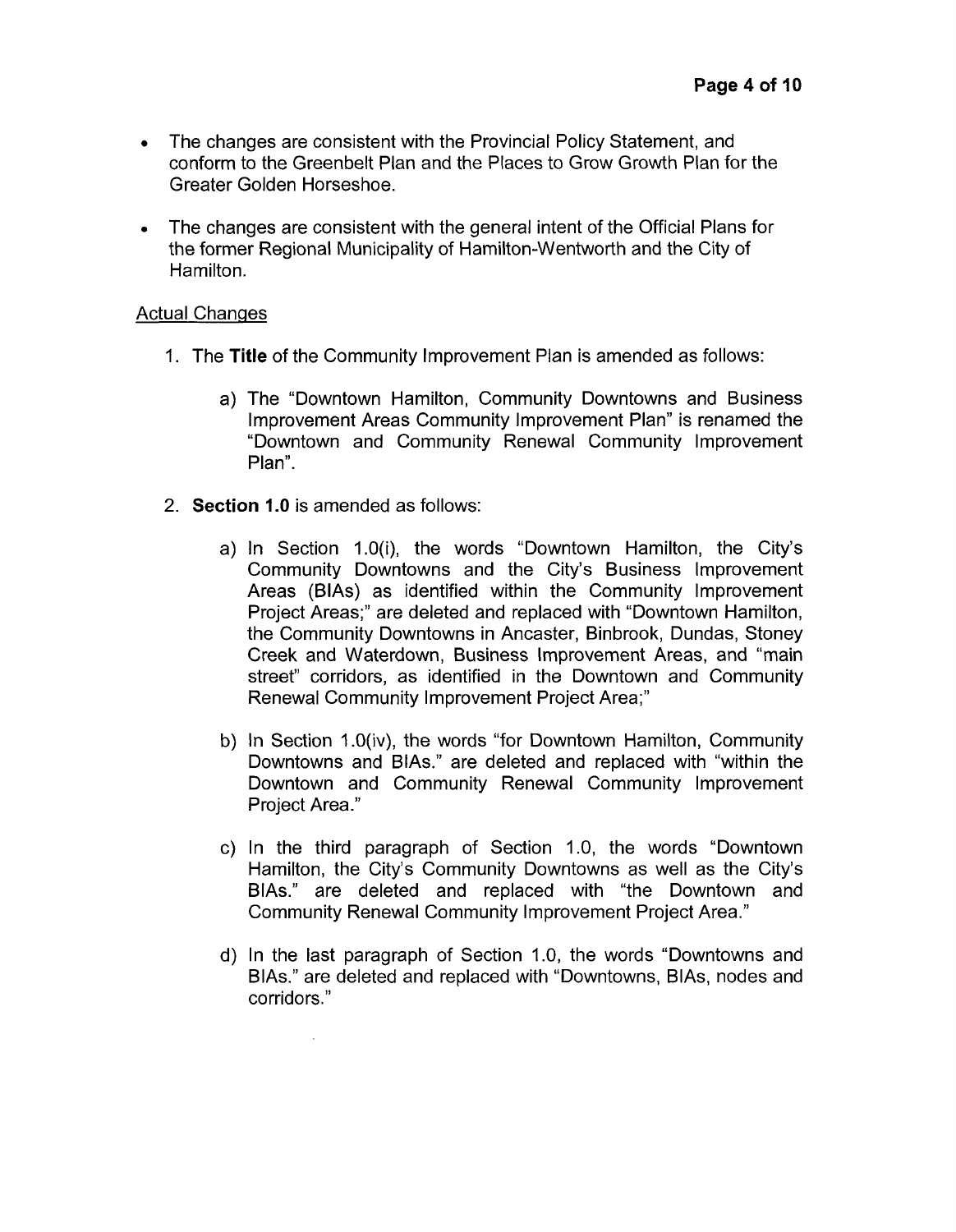- The changes are consistent with the Provincial Policy Statement, and conform to the Greenbelt Plan and the Places to Grow Growth Plan for the Greater Golden Horseshoe.

- The changes are consistent with the general intent of the Official Plans for the former Regional Municipality of Hamilton-Wentworth and the City of Hamilton.

<u>Actual Changes</u>

1. The **Title** of the Community Improvement Plan is amended as follows:

   a) The "Downtown Hamilton, Community Downtowns and Business Improvement Areas Community Improvement Plan" is renamed the "Downtown and Community Renewal Community Improvement Plan".

2. **Section 1.0** is amended as follows:

   a) In Section 1.0(i), the words "Downtown Hamilton, the City's Community Downtowns and the City's Business Improvement Areas (BIAs) as identified within the Community Improvement Project Areas;" are deleted and replaced with "Downtown Hamilton, the Community Downtowns in Ancaster, Binbrook, Dundas, Stoney Creek and Waterdown, Business Improvement Areas, and "main street" corridors, as identified in the Downtown and Community Renewal Community Improvement Project Area;"

   b) In Section 1.0(iv), the words "for Downtown Hamilton, Community Downtowns and BIAs." are deleted and replaced with "within the Downtown and Community Renewal Community Improvement Project Area."

   c) In the third paragraph of Section 1.0, the words "Downtown Hamilton, the City's Community Downtowns as well as the City's BIAs." are deleted and replaced with "the Downtown and Community Renewal Community Improvement Project Area."

   d) In the last paragraph of Section 1.0, the words "Downtowns and BIAs." are deleted and replaced with "Downtowns, BIAs, nodes and corridors."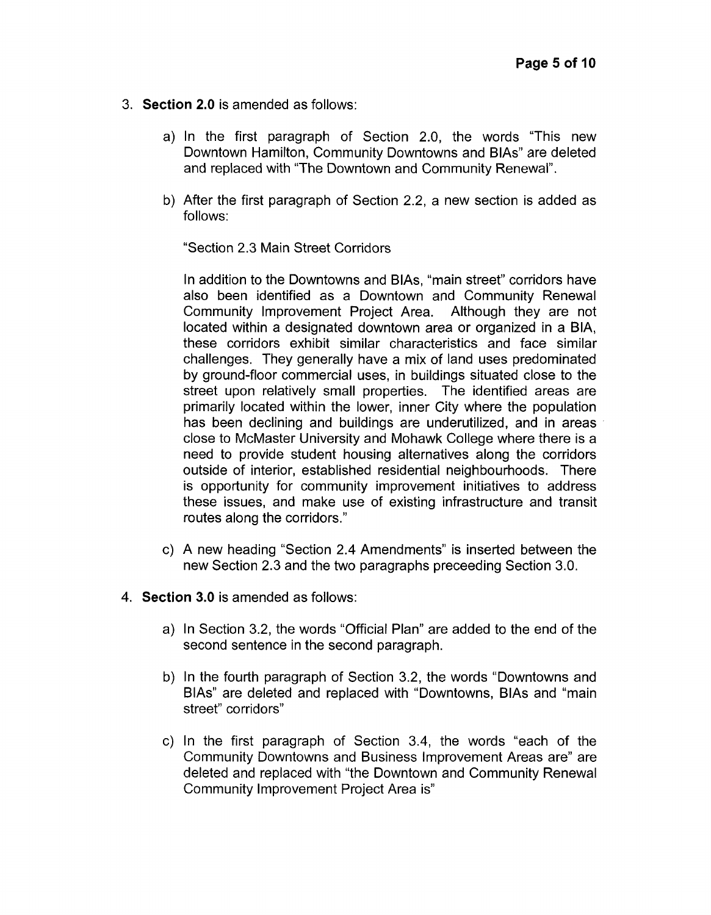3. **Section 2.0** is amended as follows:

    a) In the first paragraph of Section 2.0, the words "This new Downtown Hamilton, Community Downtowns and BIAs" are deleted and replaced with "The Downtown and Community Renewal".

    b) After the first paragraph of Section 2.2, a new section is added as follows:

        "Section 2.3 Main Street Corridors

        In addition to the Downtowns and BIAs, "main street" corridors have also been identified as a Downtown and Community Renewal Community Improvement Project Area. Although they are not located within a designated downtown area or organized in a BIA, these corridors exhibit similar characteristics and face similar challenges. They generally have a mix of land uses predominated by ground-floor commercial uses, in buildings situated close to the street upon relatively small properties. The identified areas are primarily located within the lower, inner City where the population has been declining and buildings are underutilized, and in areas close to McMaster University and Mohawk College where there is a need to provide student housing alternatives along the corridors outside of interior, established residential neighbourhoods. There is opportunity for community improvement initiatives to address these issues, and make use of existing infrastructure and transit routes along the corridors."

    c) A new heading "Section 2.4 Amendments" is inserted between the new Section 2.3 and the two paragraphs preceeding Section 3.0.

4. **Section 3.0** is amended as follows:

    a) In Section 3.2, the words "Official Plan" are added to the end of the second sentence in the second paragraph.

    b) In the fourth paragraph of Section 3.2, the words "Downtowns and BIAs" are deleted and replaced with "Downtowns, BIAs and "main street" corridors"

    c) In the first paragraph of Section 3.4, the words "each of the Community Downtowns and Business Improvement Areas are" are deleted and replaced with "the Downtown and Community Renewal Community Improvement Project Area is"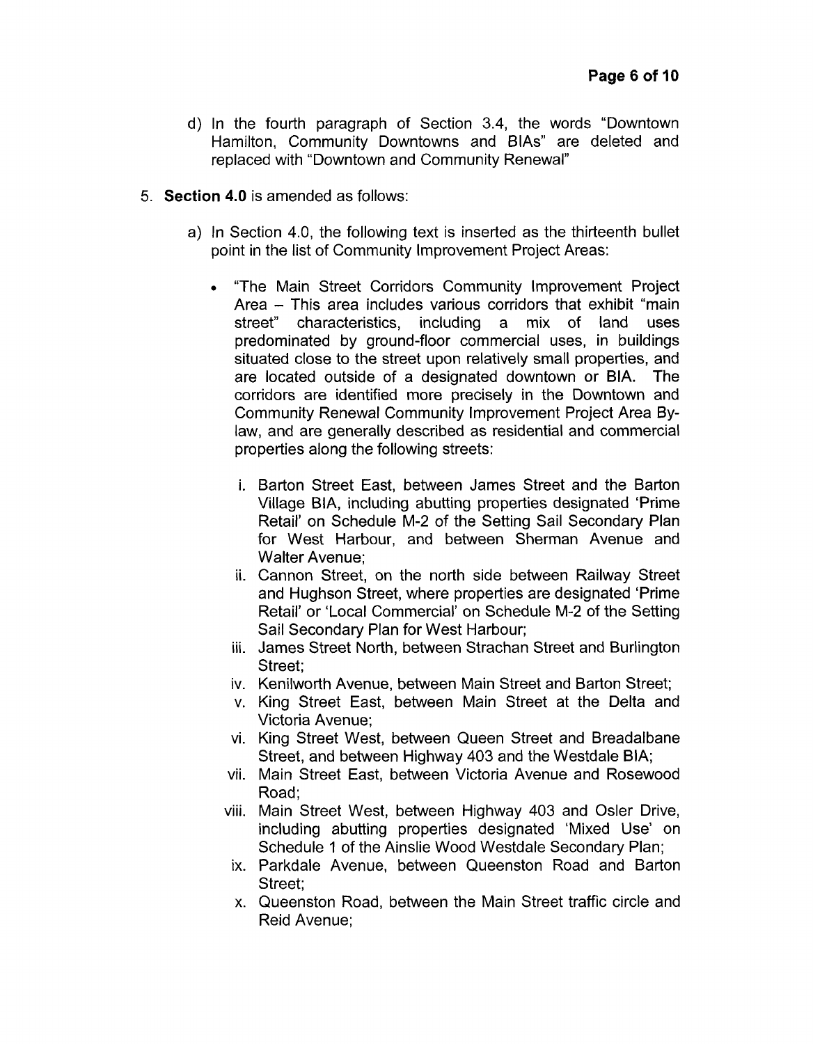d) In the fourth paragraph of Section 3.4, the words "Downtown Hamilton, Community Downtowns and BIAs" are deleted and replaced with "Downtown and Community Renewal"

5. **Section 4.0** is amended as follows:

   a) In Section 4.0, the following text is inserted as the thirteenth bullet point in the list of Community Improvement Project Areas:

      - "The Main Street Corridors Community Improvement Project Area – This area includes various corridors that exhibit "main street" characteristics, including a mix of land uses predominated by ground-floor commercial uses, in buildings situated close to the street upon relatively small properties, and are located outside of a designated downtown or BIA. The corridors are identified more precisely in the Downtown and Community Renewal Community Improvement Project Area By-law, and are generally described as residential and commercial properties along the following streets:

        i. Barton Street East, between James Street and the Barton Village BIA, including abutting properties designated 'Prime Retail' on Schedule M-2 of the Setting Sail Secondary Plan for West Harbour, and between Sherman Avenue and Walter Avenue;
        ii. Cannon Street, on the north side between Railway Street and Hughson Street, where properties are designated 'Prime Retail' or 'Local Commercial' on Schedule M-2 of the Setting Sail Secondary Plan for West Harbour;
        iii. James Street North, between Strachan Street and Burlington Street;
        iv. Kenilworth Avenue, between Main Street and Barton Street;
        v. King Street East, between Main Street at the Delta and Victoria Avenue;
        vi. King Street West, between Queen Street and Breadalbane Street, and between Highway 403 and the Westdale BIA;
        vii. Main Street East, between Victoria Avenue and Rosewood Road;
        viii. Main Street West, between Highway 403 and Osler Drive, including abutting properties designated 'Mixed Use' on Schedule 1 of the Ainslie Wood Westdale Secondary Plan;
        ix. Parkdale Avenue, between Queenston Road and Barton Street;
        x. Queenston Road, between the Main Street traffic circle and Reid Avenue;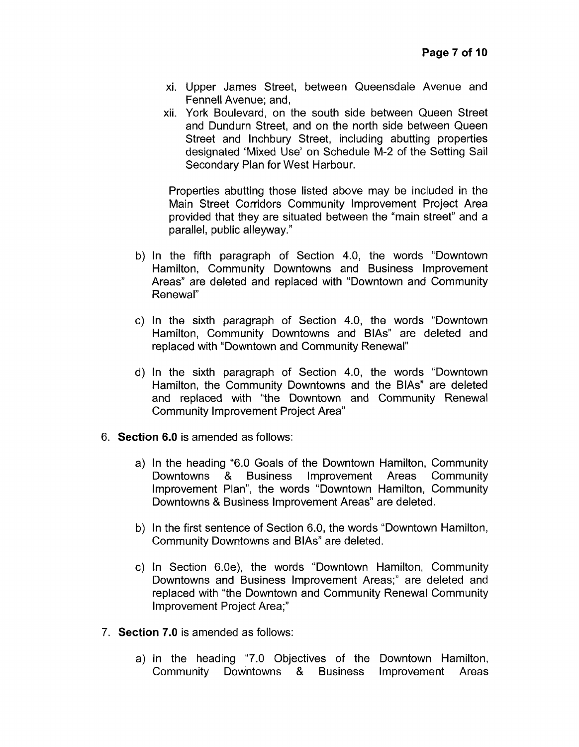xi. Upper James Street, between Queensdale Avenue and Fennell Avenue; and,

xii. York Boulevard, on the south side between Queen Street and Dundurn Street, and on the north side between Queen Street and Inchbury Street, including abutting properties designated 'Mixed Use' on Schedule M-2 of the Setting Sail Secondary Plan for West Harbour.

Properties abutting those listed above may be included in the Main Street Corridors Community Improvement Project Area provided that they are situated between the "main street" and a parallel, public alleyway."

b) In the fifth paragraph of Section 4.0, the words "Downtown Hamilton, Community Downtowns and Business Improvement Areas" are deleted and replaced with "Downtown and Community Renewal"

c) In the sixth paragraph of Section 4.0, the words "Downtown Hamilton, Community Downtowns and BIAs" are deleted and replaced with "Downtown and Community Renewal"

d) In the sixth paragraph of Section 4.0, the words "Downtown Hamilton, the Community Downtowns and the BIAs" are deleted and replaced with "the Downtown and Community Renewal Community Improvement Project Area"

6. **Section 6.0** is amended as follows:

   a) In the heading "6.0 Goals of the Downtown Hamilton, Community Downtowns & Business Improvement Areas Community Improvement Plan", the words "Downtown Hamilton, Community Downtowns & Business Improvement Areas" are deleted.

   b) In the first sentence of Section 6.0, the words "Downtown Hamilton, Community Downtowns and BIAs" are deleted.

   c) In Section 6.0e), the words "Downtown Hamilton, Community Downtowns and Business Improvement Areas;" are deleted and replaced with "the Downtown and Community Renewal Community Improvement Project Area;"

7. **Section 7.0** is amended as follows:

   a) In the heading "7.0 Objectives of the Downtown Hamilton, Community Downtowns & Business Improvement Areas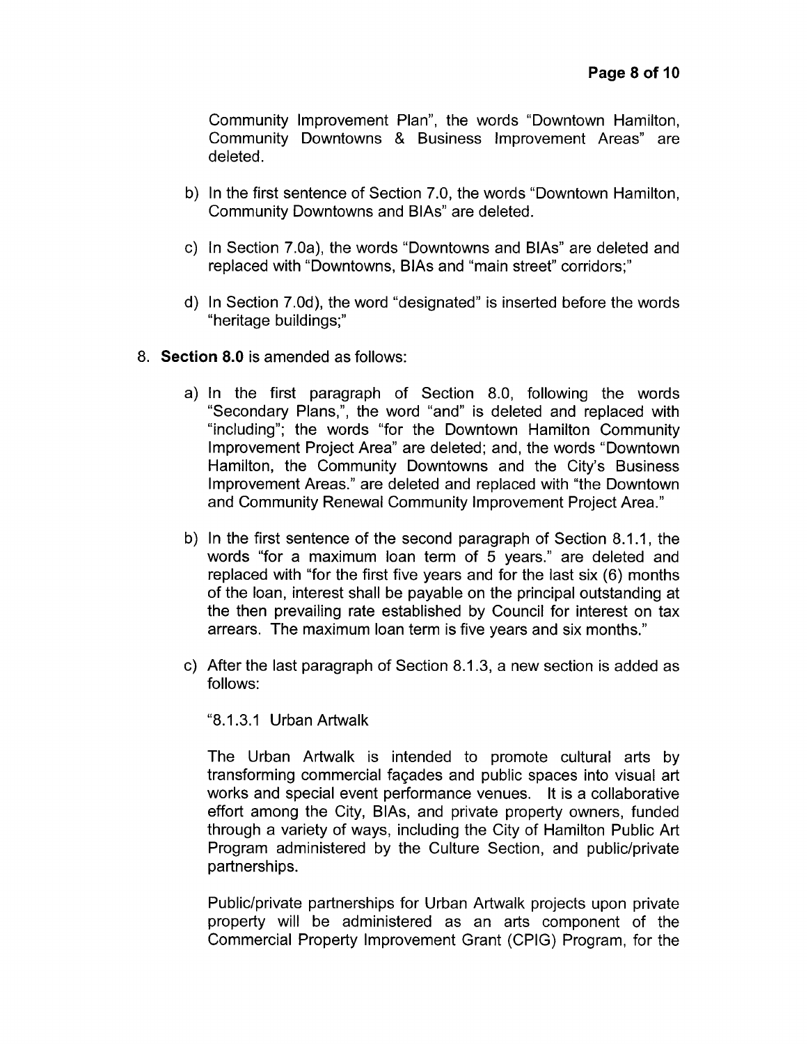Community Improvement Plan", the words "Downtown Hamilton, Community Downtowns & Business Improvement Areas" are deleted.

b) In the first sentence of Section 7.0, the words "Downtown Hamilton, Community Downtowns and BIAs" are deleted.

c) In Section 7.0a), the words "Downtowns and BIAs" are deleted and replaced with "Downtowns, BIAs and "main street" corridors;"

d) In Section 7.0d), the word "designated" is inserted before the words "heritage buildings;"

8. **Section 8.0** is amended as follows:

   a) In the first paragraph of Section 8.0, following the words "Secondary Plans,", the word "and" is deleted and replaced with "including"; the words "for the Downtown Hamilton Community Improvement Project Area" are deleted; and, the words "Downtown Hamilton, the Community Downtowns and the City's Business Improvement Areas." are deleted and replaced with "the Downtown and Community Renewal Community Improvement Project Area."

   b) In the first sentence of the second paragraph of Section 8.1.1, the words "for a maximum loan term of 5 years." are deleted and replaced with "for the first five years and for the last six (6) months of the loan, interest shall be payable on the principal outstanding at the then prevailing rate established by Council for interest on tax arrears. The maximum loan term is five years and six months."

   c) After the last paragraph of Section 8.1.3, a new section is added as follows:

      "8.1.3.1 Urban Artwalk

      The Urban Artwalk is intended to promote cultural arts by transforming commercial façades and public spaces into visual art works and special event performance venues. It is a collaborative effort among the City, BIAs, and private property owners, funded through a variety of ways, including the City of Hamilton Public Art Program administered by the Culture Section, and public/private partnerships.

      Public/private partnerships for Urban Artwalk projects upon private property will be administered as an arts component of the Commercial Property Improvement Grant (CPIG) Program, for the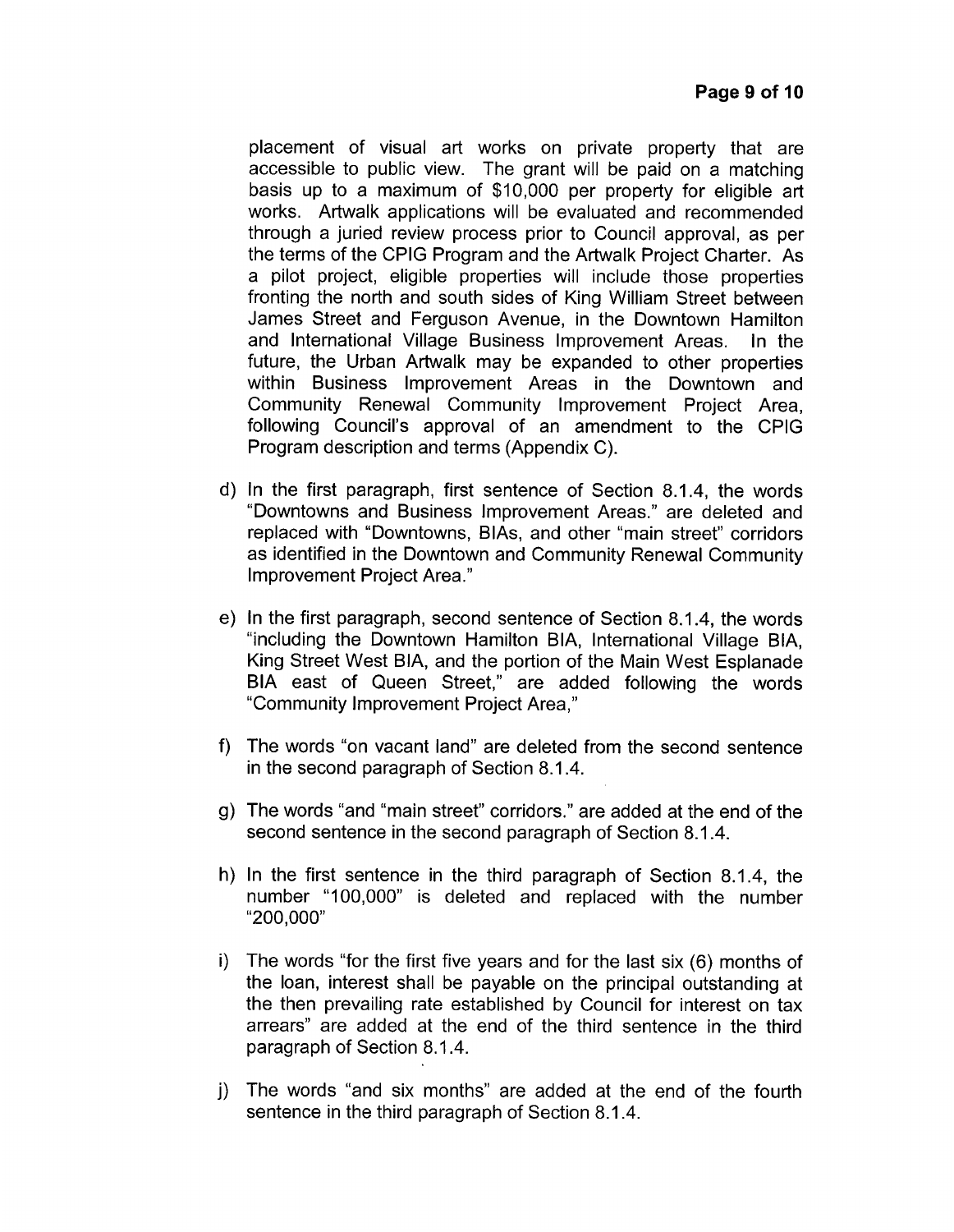placement of visual art works on private property that are accessible to public view. The grant will be paid on a matching basis up to a maximum of $10,000 per property for eligible art works. Artwalk applications will be evaluated and recommended through a juried review process prior to Council approval, as per the terms of the CPIG Program and the Artwalk Project Charter. As a pilot project, eligible properties will include those properties fronting the north and south sides of King William Street between James Street and Ferguson Avenue, in the Downtown Hamilton and International Village Business Improvement Areas. In the future, the Urban Artwalk may be expanded to other properties within Business Improvement Areas in the Downtown and Community Renewal Community Improvement Project Area, following Council's approval of an amendment to the CPIG Program description and terms (Appendix C).

d) In the first paragraph, first sentence of Section 8.1.4, the words "Downtowns and Business Improvement Areas." are deleted and replaced with "Downtowns, BIAs, and other "main street" corridors as identified in the Downtown and Community Renewal Community Improvement Project Area."

e) In the first paragraph, second sentence of Section 8.1.4, the words "including the Downtown Hamilton BIA, International Village BIA, King Street West BIA, and the portion of the Main West Esplanade BIA east of Queen Street," are added following the words "Community Improvement Project Area,"

f) The words "on vacant land" are deleted from the second sentence in the second paragraph of Section 8.1.4.

g) The words "and "main street" corridors." are added at the end of the second sentence in the second paragraph of Section 8.1.4.

h) In the first sentence in the third paragraph of Section 8.1.4, the number "100,000" is deleted and replaced with the number "200,000"

i) The words "for the first five years and for the last six (6) months of the loan, interest shall be payable on the principal outstanding at the then prevailing rate established by Council for interest on tax arrears" are added at the end of the third sentence in the third paragraph of Section 8.1.4.

j) The words "and six months" are added at the end of the fourth sentence in the third paragraph of Section 8.1.4.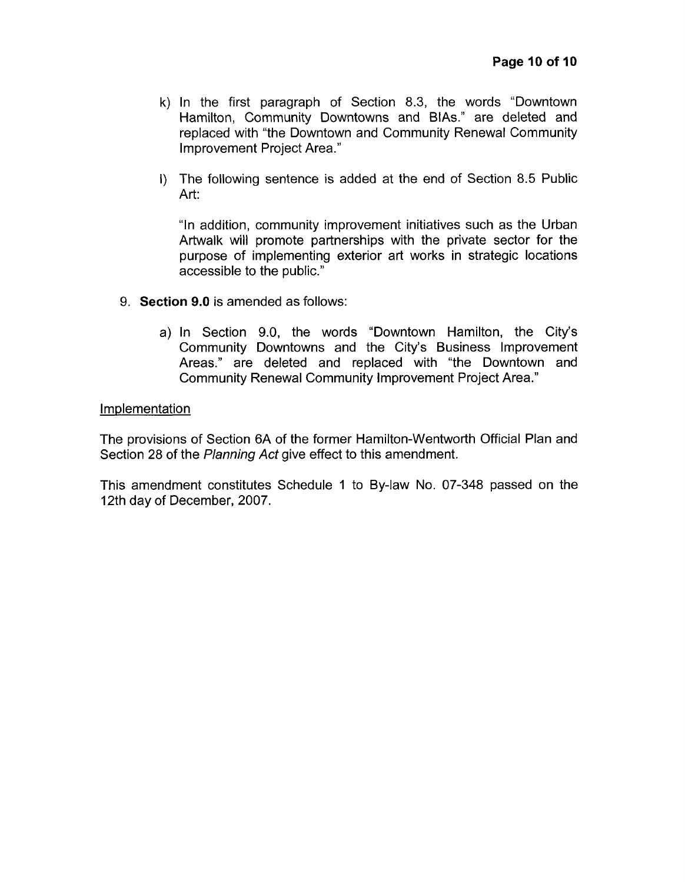k) In the first paragraph of Section 8.3, the words "Downtown Hamilton, Community Downtowns and BIAs." are deleted and replaced with "the Downtown and Community Renewal Community Improvement Project Area."

l) The following sentence is added at the end of Section 8.5 Public Art:

   "In addition, community improvement initiatives such as the Urban Artwalk will promote partnerships with the private sector for the purpose of implementing exterior art works in strategic locations accessible to the public."

9. **Section 9.0** is amended as follows:

   a) In Section 9.0, the words "Downtown Hamilton, the City's Community Downtowns and the City's Business Improvement Areas." are deleted and replaced with "the Downtown and Community Renewal Community Improvement Project Area."

<u>Implementation</u>

The provisions of Section 6A of the former Hamilton-Wentworth Official Plan and Section 28 of the *Planning Act* give effect to this amendment.

This amendment constitutes Schedule 1 to By-law No. 07-348 passed on the 12th day of December, 2007.